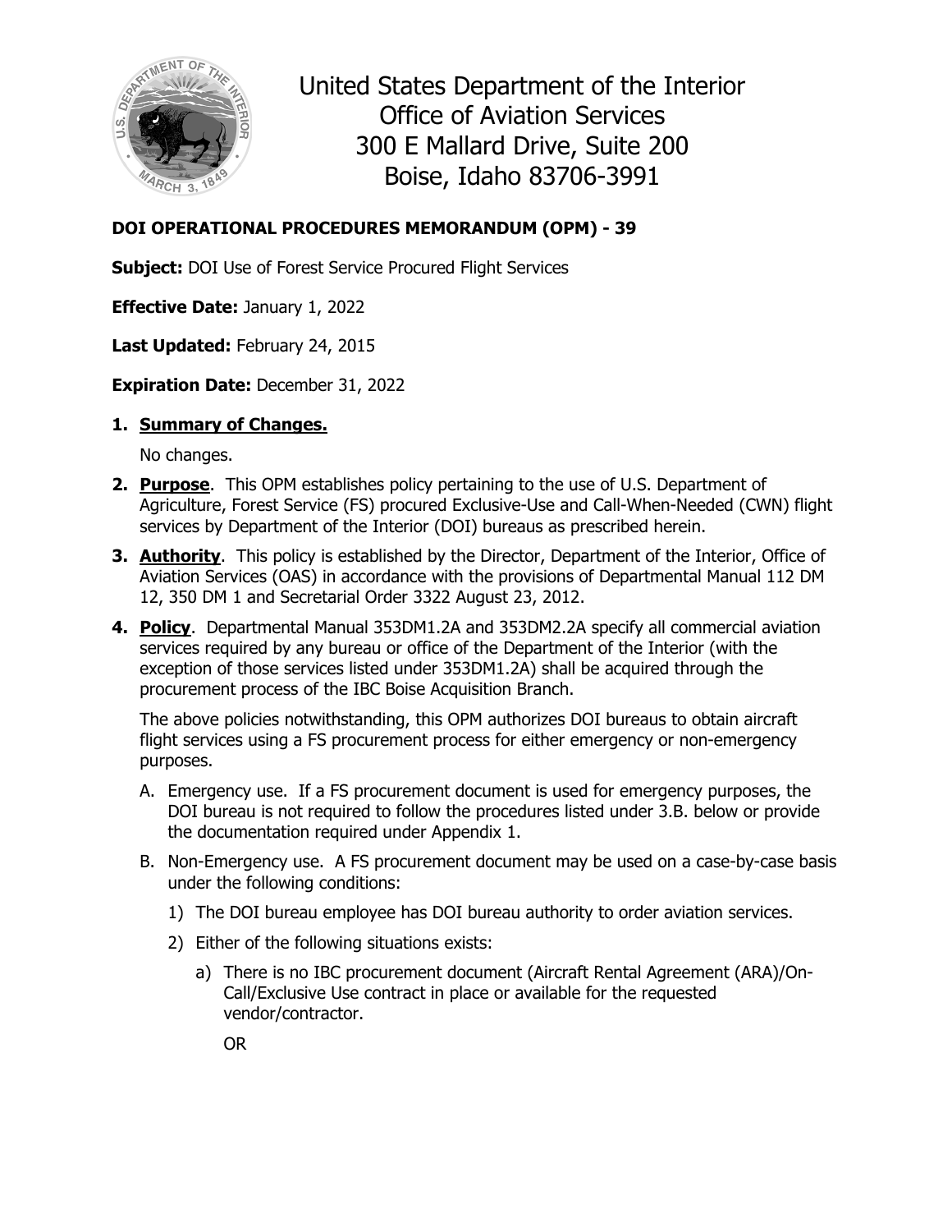United States Department of the Interior
Office of Aviation Services
300 E Mallard Drive, Suite 200
Boise, Idaho 83706-3991

**DOI OPERATIONAL PROCEDURES MEMORANDUM (OPM) - 39**

**Subject:** DOI Use of Forest Service Procured Flight Services

**Effective Date:** January 1, 2022

**Last Updated:** February 24, 2015

**Expiration Date:** December 31, 2022

1. **Summary of Changes.**

   No changes.

2. **Purpose**. This OPM establishes policy pertaining to the use of U.S. Department of Agriculture, Forest Service (FS) procured Exclusive-Use and Call-When-Needed (CWN) flight services by Department of the Interior (DOI) bureaus as prescribed herein.

3. **Authority**. This policy is established by the Director, Department of the Interior, Office of Aviation Services (OAS) in accordance with the provisions of Departmental Manual 112 DM 12, 350 DM 1 and Secretarial Order 3322 August 23, 2012.

4. **Policy**. Departmental Manual 353DM1.2A and 353DM2.2A specify all commercial aviation services required by any bureau or office of the Department of the Interior (with the exception of those services listed under 353DM1.2A) shall be acquired through the procurement process of the IBC Boise Acquisition Branch.

   The above policies notwithstanding, this OPM authorizes DOI bureaus to obtain aircraft flight services using a FS procurement process for either emergency or non-emergency purposes.

   A. Emergency use. If a FS procurement document is used for emergency purposes, the DOI bureau is not required to follow the procedures listed under 3.B. below or provide the documentation required under Appendix 1.

   B. Non-Emergency use. A FS procurement document may be used on a case-by-case basis under the following conditions:

      1) The DOI bureau employee has DOI bureau authority to order aviation services.

      2) Either of the following situations exists:

         a) There is no IBC procurement document (Aircraft Rental Agreement (ARA)/On-Call/Exclusive Use contract in place or available for the requested vendor/contractor.

            OR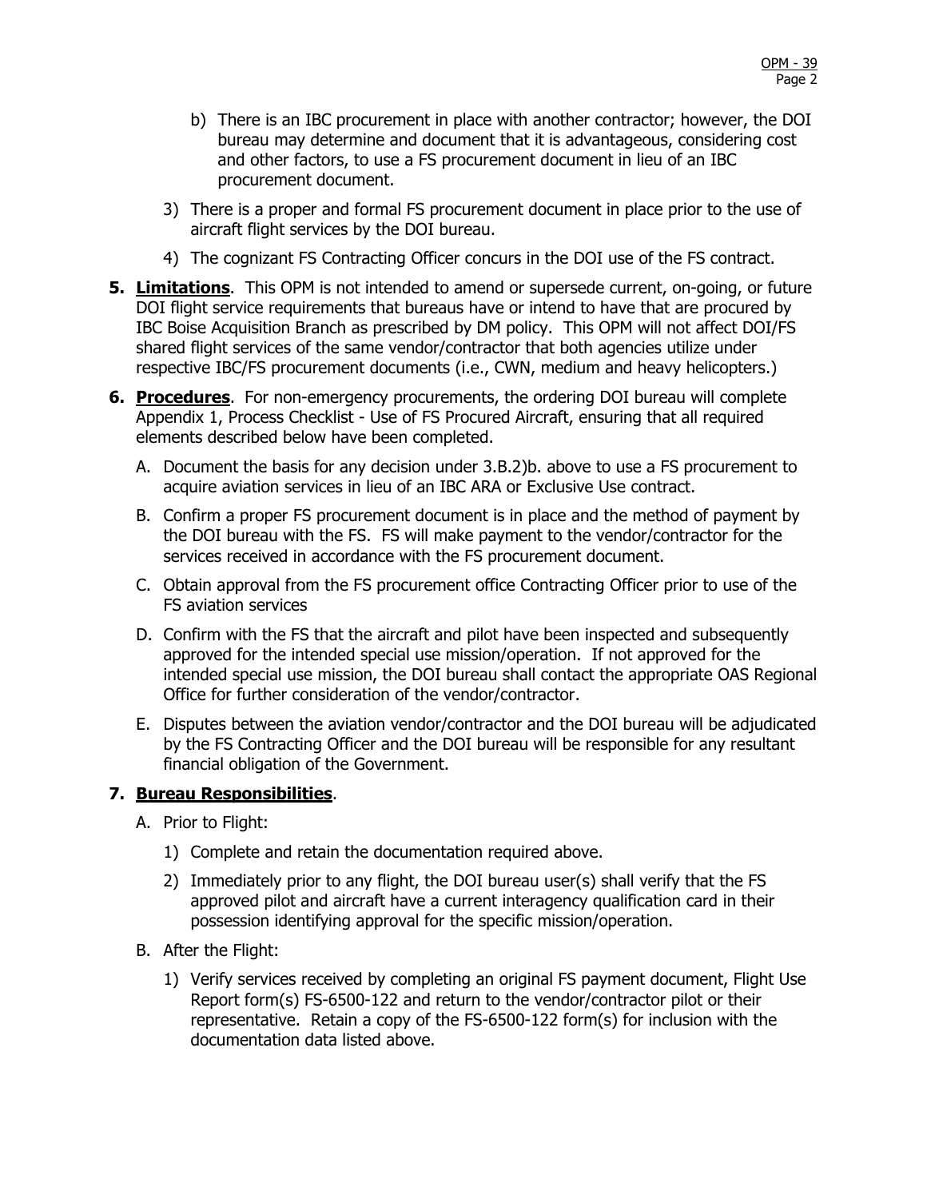b) There is an IBC procurement in place with another contractor; however, the DOI bureau may determine and document that it is advantageous, considering cost and other factors, to use a FS procurement document in lieu of an IBC procurement document.

3) There is a proper and formal FS procurement document in place prior to the use of aircraft flight services by the DOI bureau.

4) The cognizant FS Contracting Officer concurs in the DOI use of the FS contract.

**5. Limitations**. This OPM is not intended to amend or supersede current, on-going, or future DOI flight service requirements that bureaus have or intend to have that are procured by IBC Boise Acquisition Branch as prescribed by DM policy. This OPM will not affect DOI/FS shared flight services of the same vendor/contractor that both agencies utilize under respective IBC/FS procurement documents (i.e., CWN, medium and heavy helicopters.)

**6. Procedures**. For non-emergency procurements, the ordering DOI bureau will complete Appendix 1, Process Checklist - Use of FS Procured Aircraft, ensuring that all required elements described below have been completed.

A. Document the basis for any decision under 3.B.2)b. above to use a FS procurement to acquire aviation services in lieu of an IBC ARA or Exclusive Use contract.

B. Confirm a proper FS procurement document is in place and the method of payment by the DOI bureau with the FS. FS will make payment to the vendor/contractor for the services received in accordance with the FS procurement document.

C. Obtain approval from the FS procurement office Contracting Officer prior to use of the FS aviation services

D. Confirm with the FS that the aircraft and pilot have been inspected and subsequently approved for the intended special use mission/operation. If not approved for the intended special use mission, the DOI bureau shall contact the appropriate OAS Regional Office for further consideration of the vendor/contractor.

E. Disputes between the aviation vendor/contractor and the DOI bureau will be adjudicated by the FS Contracting Officer and the DOI bureau will be responsible for any resultant financial obligation of the Government.

**7. Bureau Responsibilities**.

A. Prior to Flight:

1) Complete and retain the documentation required above.

2) Immediately prior to any flight, the DOI bureau user(s) shall verify that the FS approved pilot and aircraft have a current interagency qualification card in their possession identifying approval for the specific mission/operation.

B. After the Flight:

1) Verify services received by completing an original FS payment document, Flight Use Report form(s) FS-6500-122 and return to the vendor/contractor pilot or their representative. Retain a copy of the FS-6500-122 form(s) for inclusion with the documentation data listed above.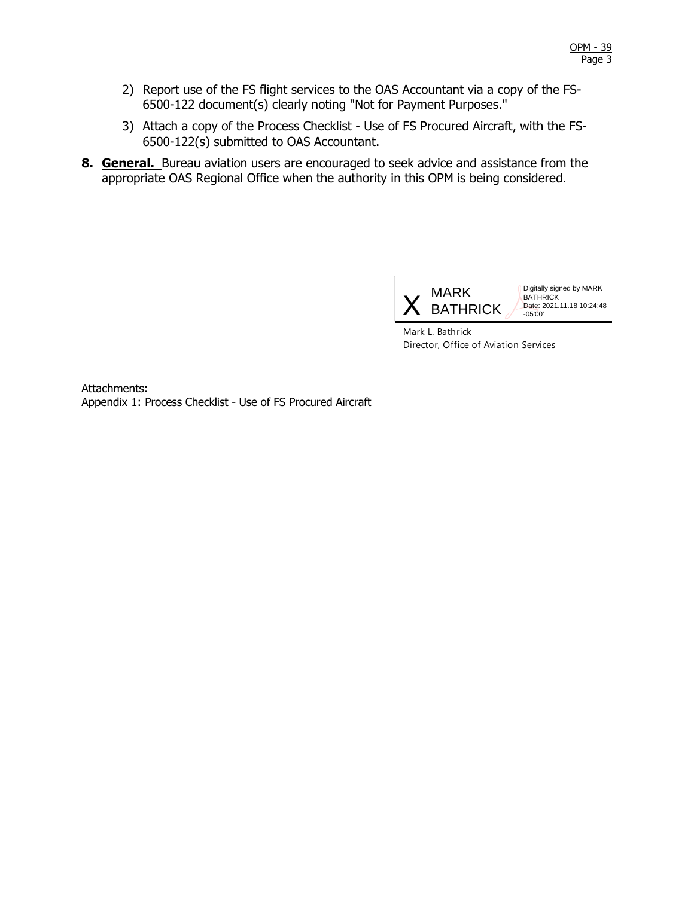2) Report use of the FS flight services to the OAS Accountant via a copy of the FS-6500-122 document(s) clearly noting "Not for Payment Purposes."

3) Attach a copy of the Process Checklist - Use of FS Procured Aircraft, with the FS-6500-122(s) submitted to OAS Accountant.

**8. General.** Bureau aviation users are encouraged to seek advice and assistance from the appropriate OAS Regional Office when the authority in this OPM is being considered.

X MARK BATHRICK

Digitally signed by MARK BATHRICK
Date: 2021.11.18 10:24:48 -05'00'

Mark L. Bathrick
Director, Office of Aviation Services

Attachments:
Appendix 1: Process Checklist - Use of FS Procured Aircraft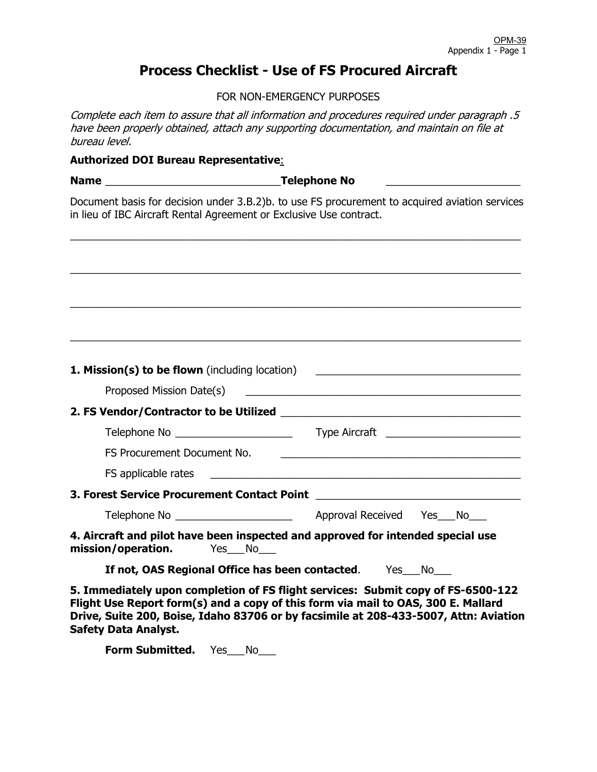# Process Checklist - Use of FS Procured Aircraft

FOR NON-EMERGENCY PURPOSES

*Complete each item to assure that all information and procedures required under paragraph .5 have been properly obtained, attach any supporting documentation, and maintain on file at bureau level.*

**Authorized DOI Bureau Representative:**

**Name** ______________________________ **Telephone No** ______________________

Document basis for decision under 3.B.2)b. to use FS procurement to acquired aviation services in lieu of IBC Aircraft Rental Agreement or Exclusive Use contract.

_______________________________________________________________________________

_______________________________________________________________________________

_______________________________________________________________________________

_______________________________________________________________________________

**1. Mission(s) to be flown** (including location) ___________________________________

Proposed Mission Date(s) ___________________________________________

**2. FS Vendor/Contractor to be Utilized** _________________________________________

Telephone No ____________________ Type Aircraft ________________________

FS Procurement Document No. __________________________________________

FS applicable rates ___________________________________________________

**3. Forest Service Procurement Contact Point** ___________________________________

Telephone No ____________________ Approval Received Yes___No___

**4. Aircraft and pilot have been inspected and approved for intended special use mission/operation.** Yes___No___

**If not, OAS Regional Office has been contacted**. Yes___No___

**5. Immediately upon completion of FS flight services: Submit copy of FS-6500-122 Flight Use Report form(s) and a copy of this form via mail to OAS, 300 E. Mallard Drive, Suite 200, Boise, Idaho 83706 or by facsimile at 208-433-5007, Attn: Aviation Safety Data Analyst.**

**Form Submitted.** Yes___No___